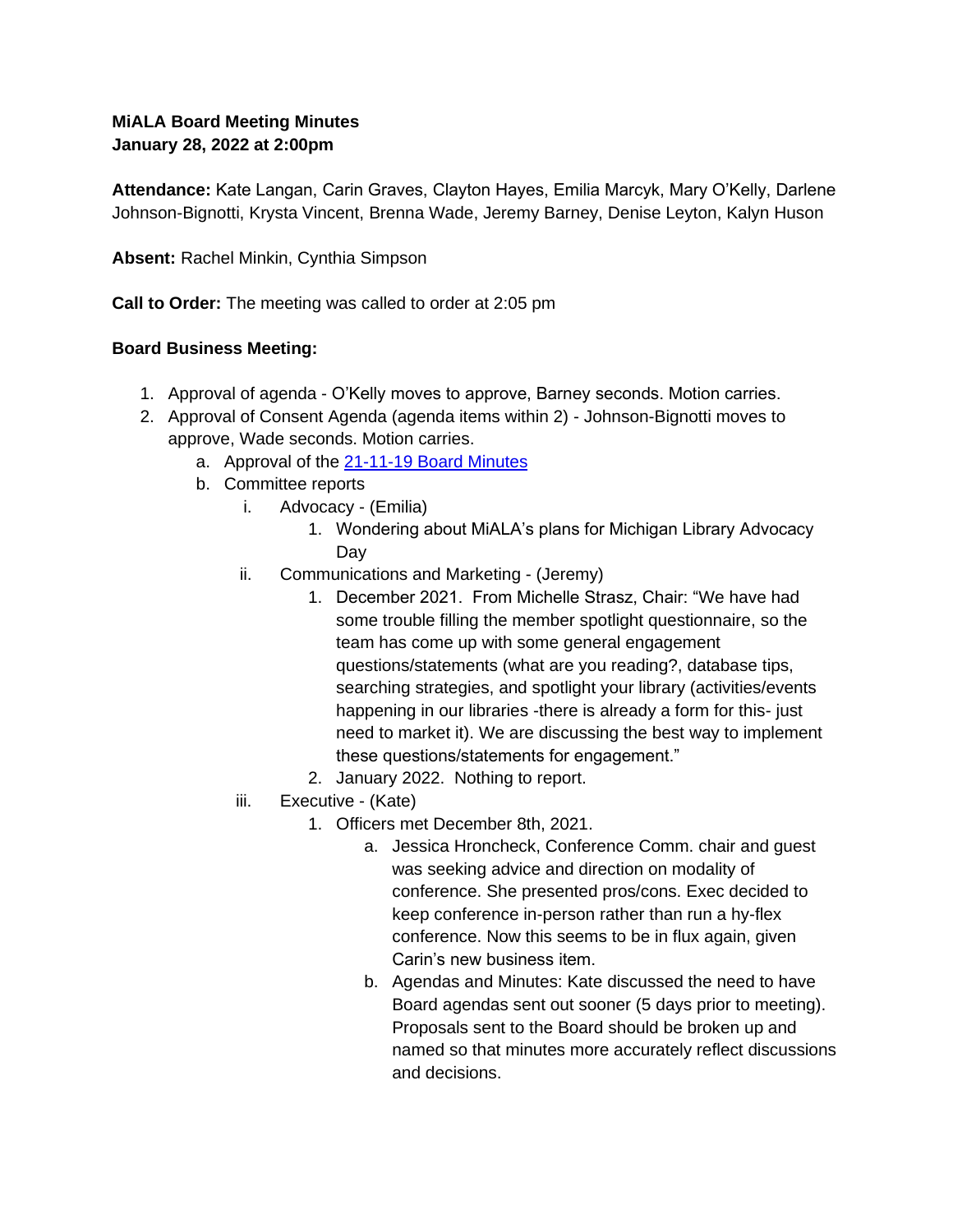**MiALA Board Meeting Minutes**
**January 28, 2022 at 2:00pm**

**Attendance:** Kate Langan, Carin Graves, Clayton Hayes, Emilia Marcyk, Mary O'Kelly, Darlene Johnson-Bignotti, Krysta Vincent, Brenna Wade, Jeremy Barney, Denise Leyton, Kalyn Huson

**Absent:** Rachel Minkin, Cynthia Simpson

**Call to Order:** The meeting was called to order at 2:05 pm

**Board Business Meeting:**

1. Approval of agenda - O'Kelly moves to approve, Barney seconds. Motion carries.
2. Approval of Consent Agenda (agenda items within 2) - Johnson-Bignotti moves to approve, Wade seconds. Motion carries.
   a. Approval of the 21-11-19 Board Minutes
   b. Committee reports
      i. Advocacy - (Emilia)
         1. Wondering about MiALA's plans for Michigan Library Advocacy Day
      ii. Communications and Marketing - (Jeremy)
         1. December 2021. From Michelle Strasz, Chair: "We have had some trouble filling the member spotlight questionnaire, so the team has come up with some general engagement questions/statements (what are you reading?, database tips, searching strategies, and spotlight your library (activities/events happening in our libraries -there is already a form for this- just need to market it). We are discussing the best way to implement these questions/statements for engagement."
         2. January 2022. Nothing to report.
      iii. Executive - (Kate)
         1. Officers met December 8th, 2021.
            a. Jessica Hroncheck, Conference Comm. chair and guest was seeking advice and direction on modality of conference. She presented pros/cons. Exec decided to keep conference in-person rather than run a hy-flex conference. Now this seems to be in flux again, given Carin's new business item.
            b. Agendas and Minutes: Kate discussed the need to have Board agendas sent out sooner (5 days prior to meeting). Proposals sent to the Board should be broken up and named so that minutes more accurately reflect discussions and decisions.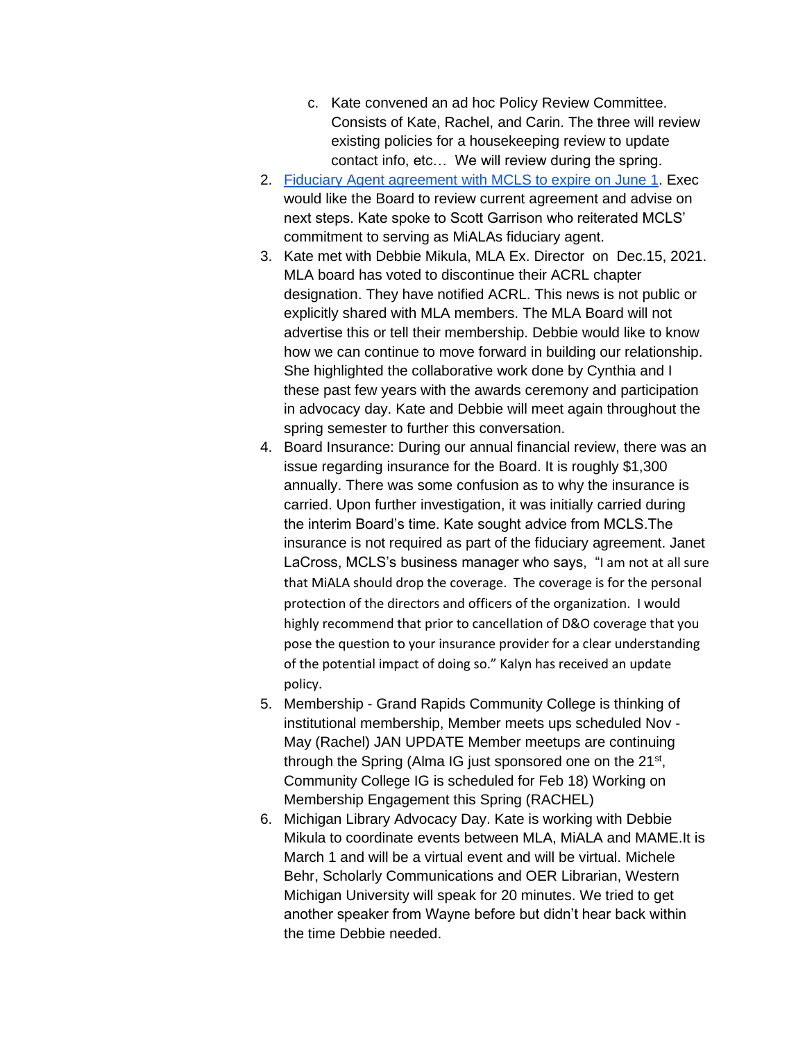c. Kate convened an ad hoc Policy Review Committee. Consists of Kate, Rachel, and Carin. The three will review existing policies for a housekeeping review to update contact info, etc… We will review during the spring.

2. Fiduciary Agent agreement with MCLS to expire on June 1. Exec would like the Board to review current agreement and advise on next steps. Kate spoke to Scott Garrison who reiterated MCLS' commitment to serving as MiALAs fiduciary agent.
3. Kate met with Debbie Mikula, MLA Ex. Director on Dec.15, 2021. MLA board has voted to discontinue their ACRL chapter designation. They have notified ACRL. This news is not public or explicitly shared with MLA members. The MLA Board will not advertise this or tell their membership. Debbie would like to know how we can continue to move forward in building our relationship. She highlighted the collaborative work done by Cynthia and I these past few years with the awards ceremony and participation in advocacy day. Kate and Debbie will meet again throughout the spring semester to further this conversation.
4. Board Insurance: During our annual financial review, there was an issue regarding insurance for the Board. It is roughly $1,300 annually. There was some confusion as to why the insurance is carried. Upon further investigation, it was initially carried during the interim Board's time. Kate sought advice from MCLS.The insurance is not required as part of the fiduciary agreement. Janet LaCross, MCLS's business manager who says, "I am not at all sure that MiALA should drop the coverage. The coverage is for the personal protection of the directors and officers of the organization. I would highly recommend that prior to cancellation of D&O coverage that you pose the question to your insurance provider for a clear understanding of the potential impact of doing so." Kalyn has received an update policy.
5. Membership - Grand Rapids Community College is thinking of institutional membership, Member meets ups scheduled Nov - May (Rachel) JAN UPDATE Member meetups are continuing through the Spring (Alma IG just sponsored one on the 21st, Community College IG is scheduled for Feb 18) Working on Membership Engagement this Spring (RACHEL)
6. Michigan Library Advocacy Day. Kate is working with Debbie Mikula to coordinate events between MLA, MiALA and MAME.It is March 1 and will be a virtual event and will be virtual. Michele Behr, Scholarly Communications and OER Librarian, Western Michigan University will speak for 20 minutes. We tried to get another speaker from Wayne before but didn't hear back within the time Debbie needed.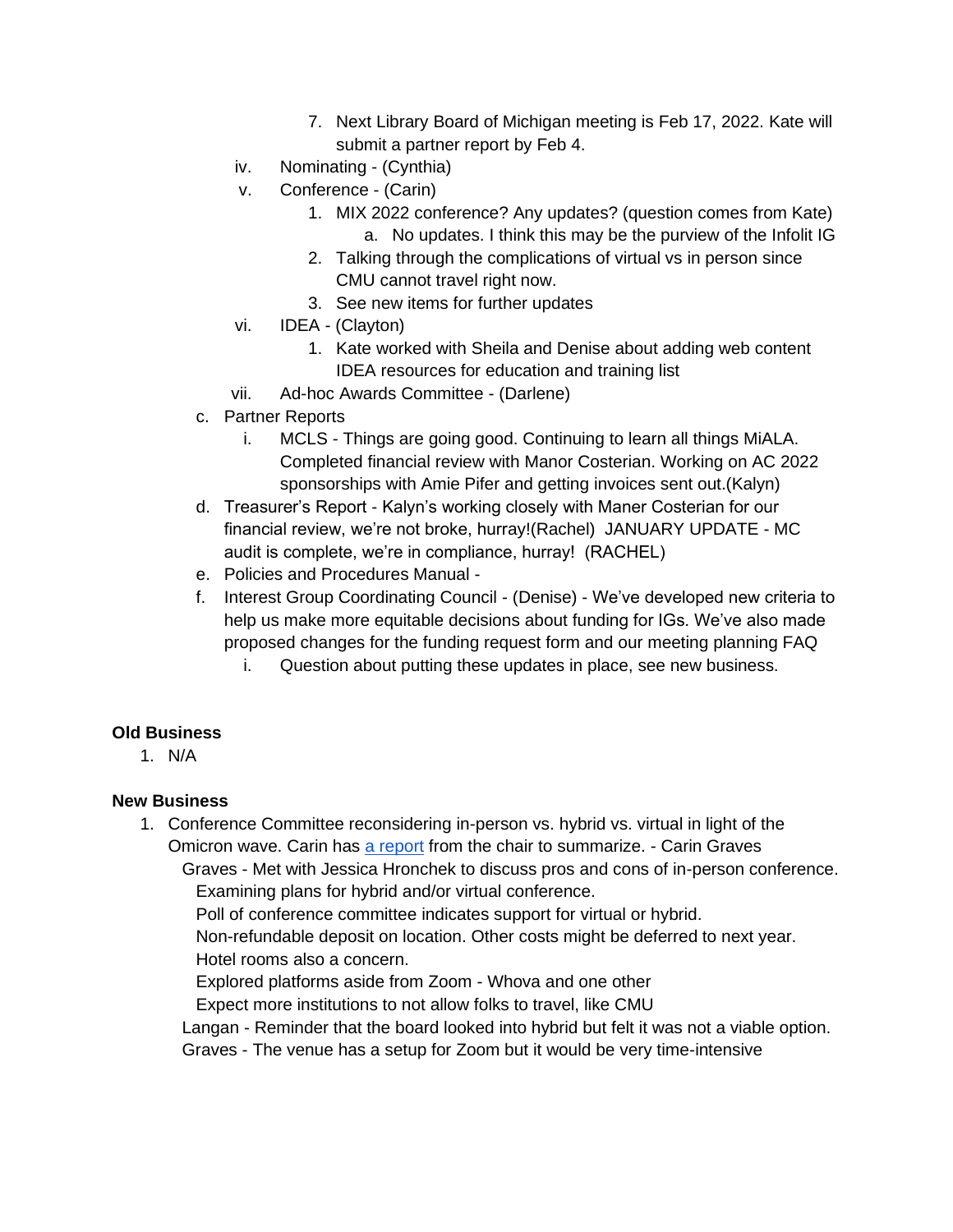7. Next Library Board of Michigan meeting is Feb 17, 2022. Kate will submit a partner report by Feb 4.

iv. Nominating - (Cynthia)

v. Conference - (Carin)

1. MIX 2022 conference? Any updates? (question comes from Kate)
   a. No updates. I think this may be the purview of the Infolit IG
2. Talking through the complications of virtual vs in person since CMU cannot travel right now.
3. See new items for further updates

vi. IDEA - (Clayton)

1. Kate worked with Sheila and Denise about adding web content IDEA resources for education and training list

vii. Ad-hoc Awards Committee - (Darlene)

c. Partner Reports

i. MCLS - Things are going good. Continuing to learn all things MiALA. Completed financial review with Manor Costerian. Working on AC 2022 sponsorships with Amie Pifer and getting invoices sent out.(Kalyn)

d. Treasurer's Report - Kalyn's working closely with Maner Costerian for our financial review, we're not broke, hurray!(Rachel) JANUARY UPDATE - MC audit is complete, we're in compliance, hurray! (RACHEL)

e. Policies and Procedures Manual -

f. Interest Group Coordinating Council - (Denise) - We've developed new criteria to help us make more equitable decisions about funding for IGs. We've also made proposed changes for the funding request form and our meeting planning FAQ

i. Question about putting these updates in place, see new business.

**Old Business**

1. N/A

**New Business**

1. Conference Committee reconsidering in-person vs. hybrid vs. virtual in light of the Omicron wave. Carin has a report from the chair to summarize. - Carin Graves

   Graves - Met with Jessica Hronchek to discuss pros and cons of in-person conference.
   Examining plans for hybrid and/or virtual conference.
   Poll of conference committee indicates support for virtual or hybrid.
   Non-refundable deposit on location. Other costs might be deferred to next year.
   Hotel rooms also a concern.
   Explored platforms aside from Zoom - Whova and one other
   Expect more institutions to not allow folks to travel, like CMU

   Langan - Reminder that the board looked into hybrid but felt it was not a viable option.

   Graves - The venue has a setup for Zoom but it would be very time-intensive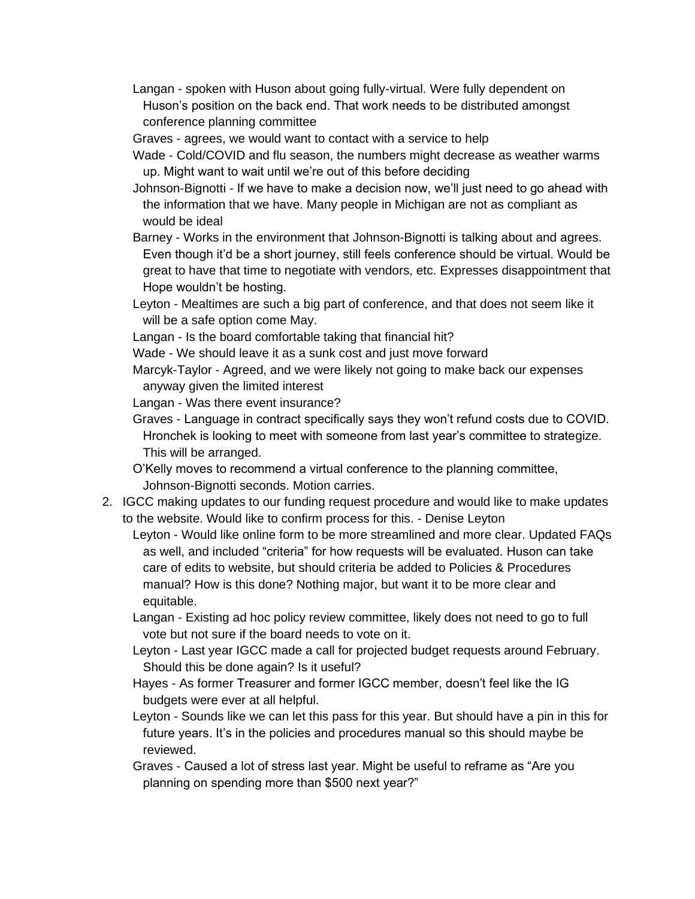- Langan - spoken with Huson about going fully-virtual. Were fully dependent on Huson's position on the back end. That work needs to be distributed amongst conference planning committee
- Graves - agrees, we would want to contact with a service to help
- Wade - Cold/COVID and flu season, the numbers might decrease as weather warms up. Might want to wait until we're out of this before deciding
- Johnson-Bignotti - If we have to make a decision now, we'll just need to go ahead with the information that we have. Many people in Michigan are not as compliant as would be ideal
- Barney - Works in the environment that Johnson-Bignotti is talking about and agrees. Even though it'd be a short journey, still feels conference should be virtual. Would be great to have that time to negotiate with vendors, etc. Expresses disappointment that Hope wouldn't be hosting.
- Leyton - Mealtimes are such a big part of conference, and that does not seem like it will be a safe option come May.
- Langan - Is the board comfortable taking that financial hit?
- Wade - We should leave it as a sunk cost and just move forward
- Marcyk-Taylor - Agreed, and we were likely not going to make back our expenses anyway given the limited interest
- Langan - Was there event insurance?
- Graves - Language in contract specifically says they won't refund costs due to COVID. Hronchek is looking to meet with someone from last year's committee to strategize. This will be arranged.
- O'Kelly moves to recommend a virtual conference to the planning committee, Johnson-Bignotti seconds. Motion carries.

2. IGCC making updates to our funding request procedure and would like to make updates to the website. Would like to confirm process for this. - Denise Leyton
   - Leyton - Would like online form to be more streamlined and more clear. Updated FAQs as well, and included "criteria" for how requests will be evaluated. Huson can take care of edits to website, but should criteria be added to Policies & Procedures manual? How is this done? Nothing major, but want it to be more clear and equitable.
   - Langan - Existing ad hoc policy review committee, likely does not need to go to full vote but not sure if the board needs to vote on it.
   - Leyton - Last year IGCC made a call for projected budget requests around February. Should this be done again? Is it useful?
   - Hayes - As former Treasurer and former IGCC member, doesn't feel like the IG budgets were ever at all helpful.
   - Leyton - Sounds like we can let this pass for this year. But should have a pin in this for future years. It's in the policies and procedures manual so this should maybe be reviewed.
   - Graves - Caused a lot of stress last year. Might be useful to reframe as "Are you planning on spending more than $500 next year?"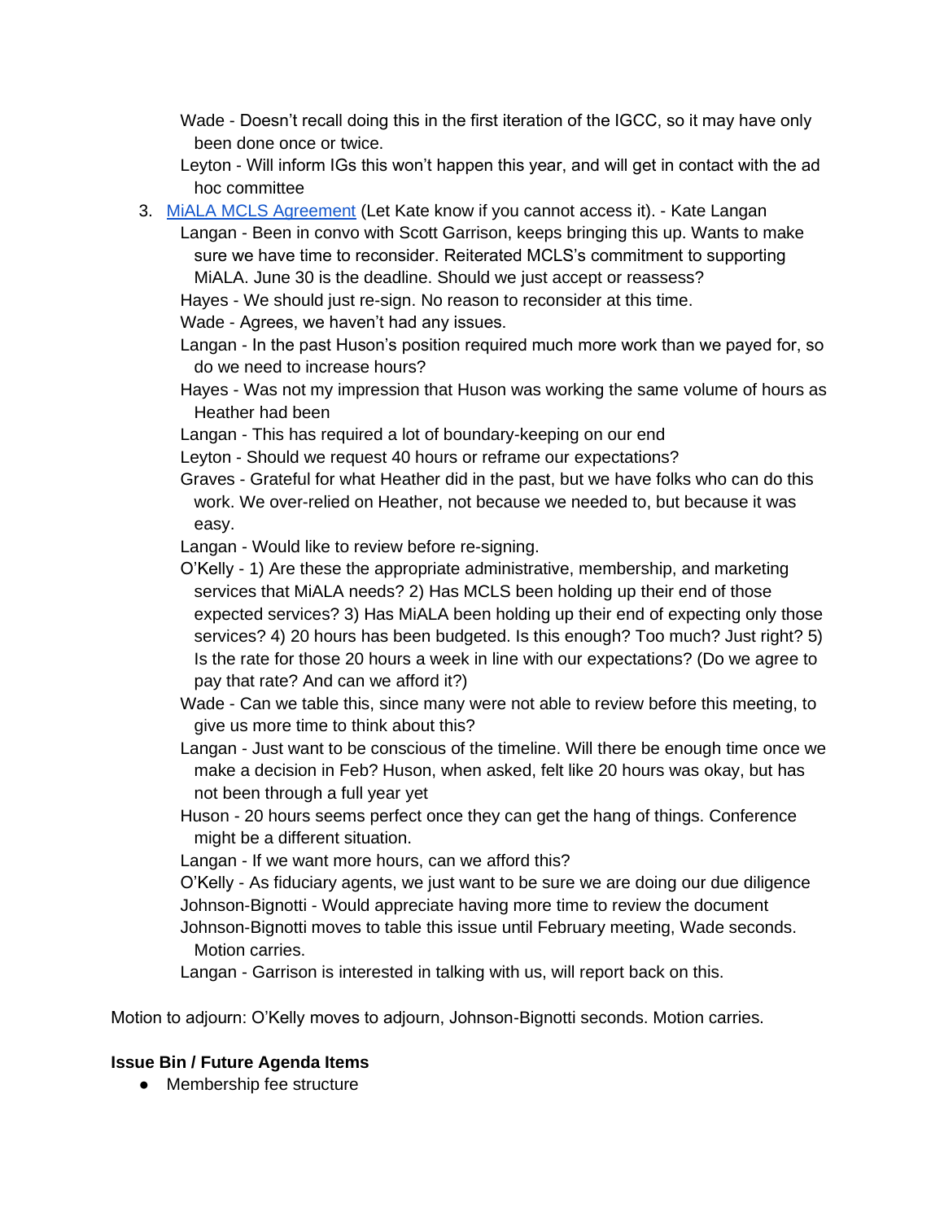Wade - Doesn't recall doing this in the first iteration of the IGCC, so it may have only been done once or twice.

  Leyton - Will inform IGs this won't happen this year, and will get in contact with the ad hoc committee

3. [MiALA MCLS Agreement](#) (Let Kate know if you cannot access it). - Kate Langan

   Langan - Been in convo with Scott Garrison, keeps bringing this up. Wants to make sure we have time to reconsider. Reiterated MCLS's commitment to supporting MiALA. June 30 is the deadline. Should we just accept or reassess?

   Hayes - We should just re-sign. No reason to reconsider at this time.

   Wade - Agrees, we haven't had any issues.

   Langan - In the past Huson's position required much more work than we payed for, so do we need to increase hours?

   Hayes - Was not my impression that Huson was working the same volume of hours as Heather had been

   Langan - This has required a lot of boundary-keeping on our end

   Leyton - Should we request 40 hours or reframe our expectations?

   Graves - Grateful for what Heather did in the past, but we have folks who can do this work. We over-relied on Heather, not because we needed to, but because it was easy.

   Langan - Would like to review before re-signing.

   O'Kelly - 1) Are these the appropriate administrative, membership, and marketing services that MiALA needs? 2) Has MCLS been holding up their end of those expected services? 3) Has MiALA been holding up their end of expecting only those services? 4) 20 hours has been budgeted. Is this enough? Too much? Just right? 5) Is the rate for those 20 hours a week in line with our expectations? (Do we agree to pay that rate? And can we afford it?)

   Wade - Can we table this, since many were not able to review before this meeting, to give us more time to think about this?

   Langan - Just want to be conscious of the timeline. Will there be enough time once we make a decision in Feb? Huson, when asked, felt like 20 hours was okay, but has not been through a full year yet

   Huson - 20 hours seems perfect once they can get the hang of things. Conference might be a different situation.

   Langan - If we want more hours, can we afford this?

   O'Kelly - As fiduciary agents, we just want to be sure we are doing our due diligence

   Johnson-Bignotti - Would appreciate having more time to review the document

   Johnson-Bignotti moves to table this issue until February meeting, Wade seconds. Motion carries.

   Langan - Garrison is interested in talking with us, will report back on this.

Motion to adjourn: O'Kelly moves to adjourn, Johnson-Bignotti seconds. Motion carries.

**Issue Bin / Future Agenda Items**

- Membership fee structure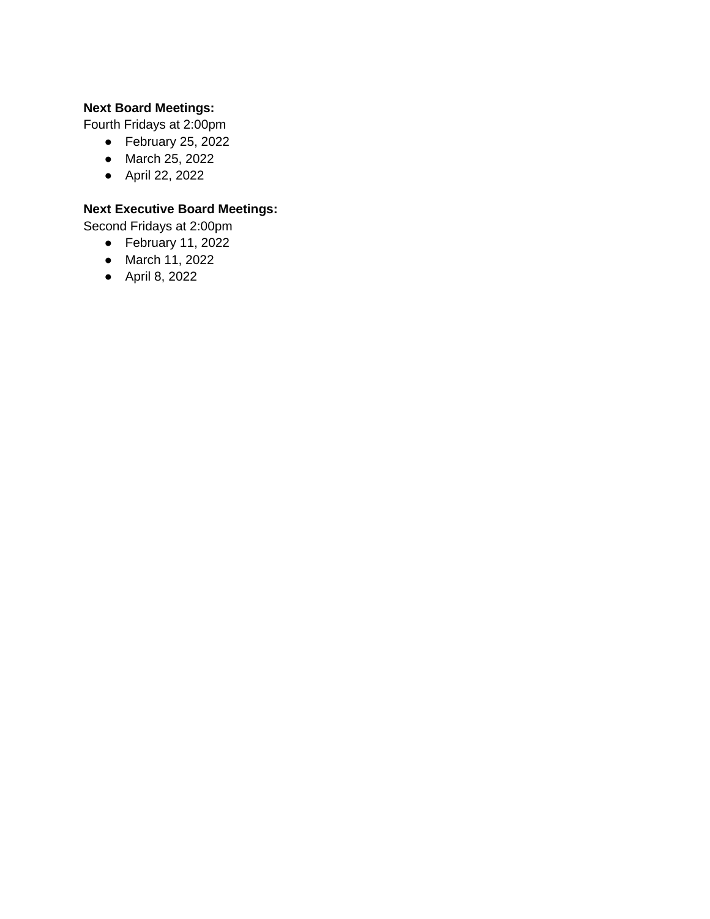**Next Board Meetings:**
Fourth Fridays at 2:00pm

- February 25, 2022
- March 25, 2022
- April 22, 2022

**Next Executive Board Meetings:**
Second Fridays at 2:00pm

- February 11, 2022
- March 11, 2022
- April 8, 2022